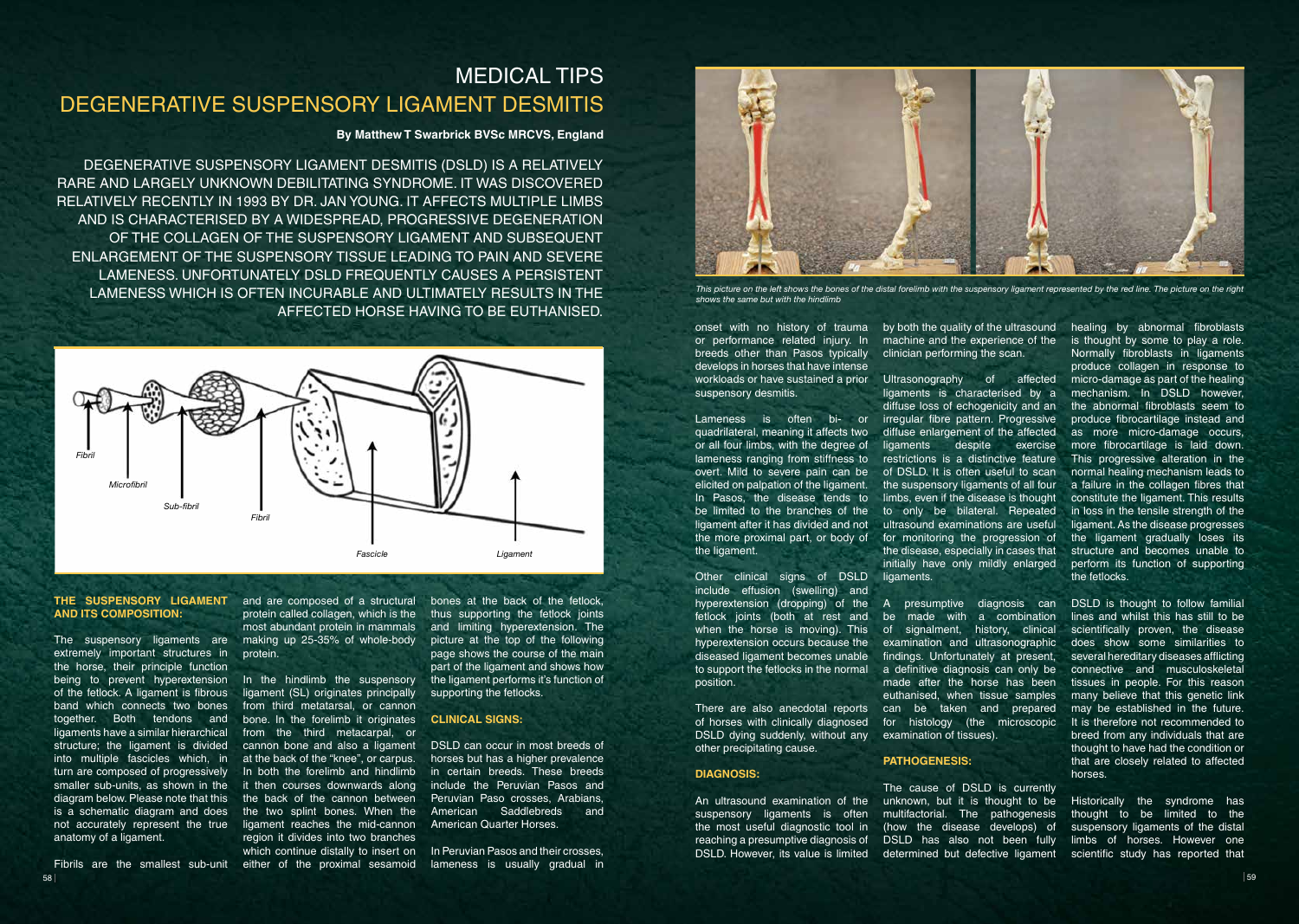# MEDICAL TIPS

# DEGENERATIVE SUSPENSORY LIGAMENT DESMITIS

**By Matthew T Swarbrick BVSc MRCVS, England**

DEGENERATIVE SUSPENSORY LIGAMENT DESMITIS (DSLD) IS A RELATIVELY RARE AND LARGELY UNKNOWN DEBILITATING SYNDROME. IT WAS DISCOVERED RELATIVELY RECENTLY IN 1993 BY DR. JAN YOUNG. IT AFFECTS MULTIPLE LIMBS AND IS CHARACTERISED BY A WIDESPREAD, PROGRESSIVE DEGENERATION OF THE COLLAGEN OF THE SUSPENSORY LIGAMENT AND SUBSEQUENT ENLARGEMENT OF THE SUSPENSORY TISSUE LEADING TO PAIN AND SEVERE LAMENESS. UNFORTUNATELY DSLD FREQUENTLY CAUSES A PERSISTENT LAMENESS WHICH IS OFTEN INCURABLE AND ULTIMATELY RESULTS IN THE AFFECTED HORSE HAVING TO BE EUTHANISED.

Fibril — Microfibril — Sub-fibril — Fibril — Fascicle — Ligament

## THE SUSPENSORY LIGAMENT AND ITS COMPOSITION:

The suspensory ligaments are extremely important structures in the horse, their principle function being to prevent hyperextension of the fetlock. A ligament is fibrous band which connects two bones together. Both tendons and ligaments have a similar hierarchical structure; the ligament is divided into multiple fascicles which, in turn are composed of progressively smaller sub-units, as shown in the diagram below. Please note that this is a schematic diagram and does not accurately represent the true anatomy of a ligament.

Fibrils are the smallest sub-unit and are composed of a structural protein called collagen, which is the most abundant protein in mammals making up 25-35% of whole-body protein.

In the hindlimb the suspensory ligament (SL) originates principally from third metatarsal, or cannon bone. In the forelimb it originates from the third metacarpal, or cannon bone and also a ligament at the back of the "knee", or carpus. In both the forelimb and hindlimb it then courses downwards along the back of the cannon between the two splint bones. When the ligament reaches the mid-cannon region it divides into two branches which continue distally to insert on either of the proximal sesamoid bones at the back of the fetlock, thus supporting the fetlock joints and limiting hyperextension. The picture at the top of the following page shows the course of the main part of the ligament and shows how the ligament performs it's function of supporting the fetlocks.

## CLINICAL SIGNS:

DSLD can occur in most breeds of horses but has a higher prevalence in certain breeds. These breeds include the Peruvian Pasos and Peruvian Paso crosses, Arabians, American Saddlebreds and American Quarter Horses.

In Peruvian Pasos and their crosses, lameness is usually gradual in onset with no history of trauma or performance related injury. In breeds other than Pasos typically develops in horses that have intense workloads or have sustained a prior suspensory desmitis.

*This picture on the left shows the bones of the distal forelimb with the suspensory ligament represented by the red line. The picture on the right shows the same but with the hindlimb*

Lameness is often bi- or quadrilateral, meaning it affects two or all four limbs, with the degree of lameness ranging from stiffness to overt. Mild to severe pain can be elicited on palpation of the ligament. In Pasos, the disease tends to be limited to the branches of the ligament after it has divided and not the more proximal part, or body of the ligament.

Other clinical signs of DSLD include effusion (swelling) and hyperextension (dropping) of the fetlock joints (both at rest and when the horse is moving). This hyperextension occurs because the diseased ligament becomes unable to support the fetlocks in the normal position.

There are also anecdotal reports of horses with clinically diagnosed DSLD dying suddenly, without any other precipitating cause.

## DIAGNOSIS:

An ultrasound examination of the suspensory ligaments is often the most useful diagnostic tool in reaching a presumptive diagnosis of DSLD. However, its value is limited by both the quality of the ultrasound machine and the experience of the clinician performing the scan.

Ultrasonography of affected ligaments is characterised by a diffuse loss of echogenicity and an irregular fibre pattern. Progressive diffuse enlargement of the affected ligaments despite exercise restrictions is a distinctive feature of DSLD. It is often useful to scan the suspensory ligaments of all four limbs, even if the disease is thought to only be bilateral. Repeated ultrasound examinations are useful for monitoring the progression of the disease, especially in cases that initially have only mildly enlarged ligaments.

A presumptive diagnosis can be made with a combination of signalment, history, clinical examination and ultrasonographic findings. Unfortunately at present, a definitive diagnosis can only be made after the horse has been euthanised, when tissue samples can be taken and prepared for histology (the microscopic examination of tissues).

## PATHOGENESIS:

The cause of DSLD is currently unknown, but it is thought to be multifactorial. The pathogenesis (how the disease develops) of DSLD has also not been fully determined but defective ligament healing by abnormal fibroblasts is thought by some to play a role. Normally fibroblasts in ligaments produce collagen in response to micro-damage as part of the healing mechanism. In DSLD however, the abnormal fibroblasts seem to produce fibrocartilage instead and as more micro-damage occurs, more fibrocartilage is laid down. This progressive alteration in the normal healing mechanism leads to a failure in the collagen fibres that constitute the ligament. This results in loss in the tensile strength of the ligament. As the disease progresses the ligament gradually loses its structure and becomes unable to perform its function of supporting the fetlocks.

DSLD is thought to follow familial lines and whilst this has still to be scientifically proven, the disease does show some similarities to several hereditary diseases afflicting connective and musculoskeletal tissues in people. For this reason many believe that this genetic link may be established in the future. It is therefore not recommended to breed from any individuals that are thought to have had the condition or that are closely related to affected horses.

Historically the syndrome has thought to be limited to the suspensory ligaments of the distal limbs of horses. However one scientific study has reported that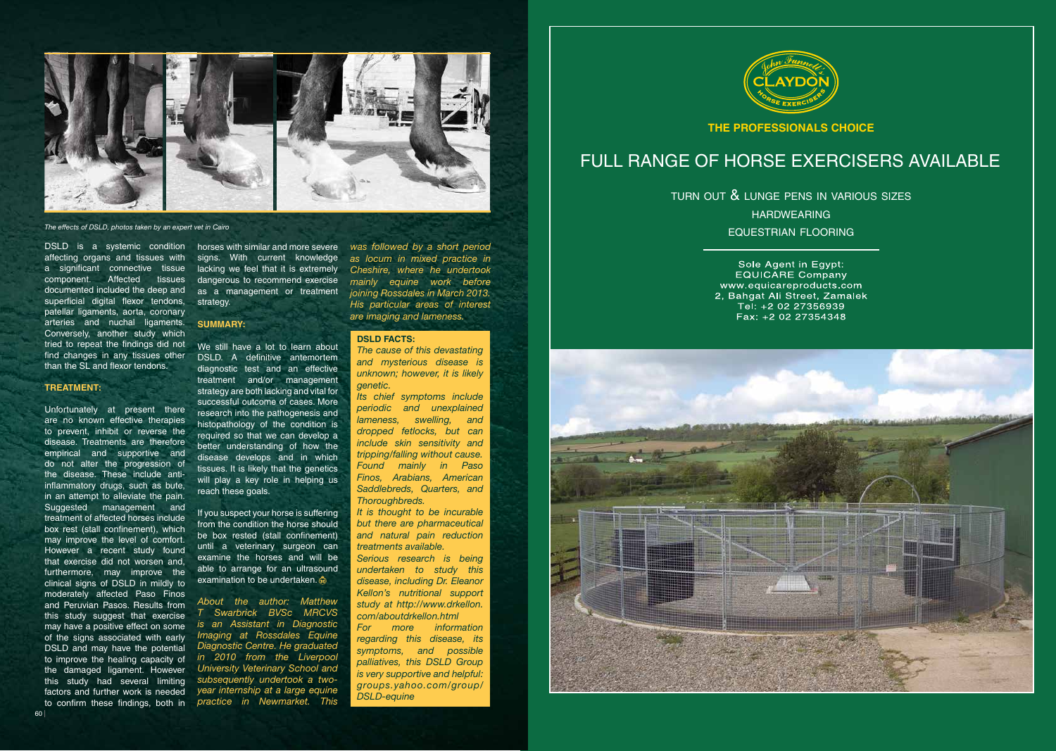*The effects of DSLD, photos taken by an expert vet in Cairo*

DSLD is a systemic condition affecting organs and tissues with a significant connective tissue component. Affected tissues documented included the deep and superficial digital flexor tendons, patellar ligaments, aorta, coronary arteries and nuchal ligaments. Conversely, another study which tried to repeat the findings did not find changes in any tissues other than the SL and flexor tendons.

### TREATMENT:

Unfortunately at present there are no known effective therapies to prevent, inhibit or reverse the disease. Treatments are therefore empirical and supportive and do not alter the progression of the disease. These include anti-inflammatory drugs, such as bute, in an attempt to alleviate the pain. Suggested management and treatment of affected horses include box rest (stall confinement), which may improve the level of comfort. However a recent study found that exercise did not worsen and, furthermore, may improve the clinical signs of DSLD in mildly to moderately affected Paso Finos and Peruvian Pasos. Results from this study suggest that exercise may have a positive effect on some of the signs associated with early DSLD and may have the potential to improve the healing capacity of the damaged ligament. However this study had several limiting factors and further work is needed to confirm these findings, both in horses with similar and more severe signs. With current knowledge lacking we feel that it is extremely dangerous to recommend exercise as a management or treatment strategy.

### SUMMARY:

We still have a lot to learn about DSLD. A definitive antemortem diagnostic test and an effective treatment and/or management strategy are both lacking and vital for successful outcome of cases. More research into the pathogenesis and histopathology of the condition is required so that we can develop a better understanding of how the disease develops and in which tissues. It is likely that the genetics will play a key role in helping us reach these goals.

If you suspect your horse is suffering from the condition the horse should be box rested (stall confinement) until a veterinary surgeon can examine the horses and will be able to arrange for an ultrasound examination to be undertaken.

*About the author: Matthew T Swarbrick BVSc MRCVS is an Assistant in Diagnostic Imaging at Rossdales Equine Diagnostic Centre. He graduated in 2010 from the Liverpool University Veterinary School and subsequently undertook a two-year internship at a large equine practice in Newmarket. This was followed by a short period as locum in mixed practice in Cheshire, where he undertook mainly equine work before joining Rossdales in March 2013. His particular areas of interest are imaging and lameness.*

**DSLD FACTS:**

*The cause of this devastating and mysterious disease is unknown; however, it is likely genetic.*

*Its chief symptoms include periodic and unexplained lameness, swelling, and dropped fetlocks, but can include skin sensitivity and tripping/falling without cause. Found mainly in Paso Finos, Arabians, American Saddlebreds, Quarters, and Thoroughbreds.*

*It is thought to be incurable but there are pharmaceutical and natural pain reduction treatments available.*

*Serious research is being undertaken to study this disease, including Dr. Eleanor Kellon's nutritional support study at http://www.drkellon.com/aboutdrkellon.html*

*For more information regarding this disease, its symptoms, and possible palliatives, this DSLD Group is very supportive and helpful: groups.yahoo.com/group/DSLD-equine*

John Funnell's CLAYDON HORSE EXERCISERS

**THE PROFESSIONALS CHOICE**

FULL RANGE OF HORSE EXERCISERS AVAILABLE

TURN OUT & LUNGE PENS IN VARIOUS SIZES

HARDWEARING

EQUESTRIAN FLOORING

Sole Agent in Egypt:
EQUICARE Company
www.equicareproducts.com
2, Bahgat Ali Street, Zamalek
Tel: +2 02 27356939
Fax: +2 02 27354348